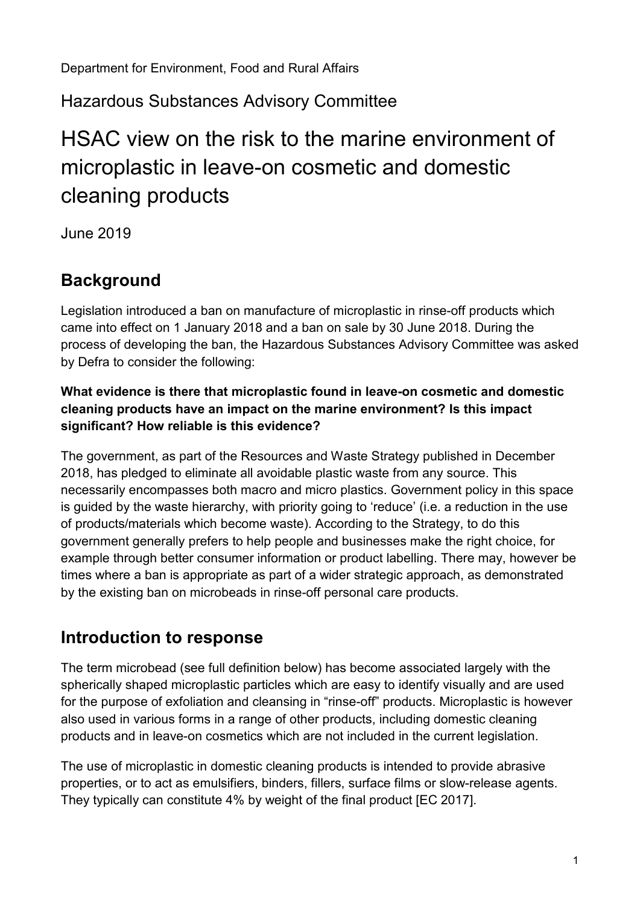Department for Environment, Food and Rural Affairs

Hazardous Substances Advisory Committee

# HSAC view on the risk to the marine environment of microplastic in leave-on cosmetic and domestic cleaning products

June 2019

## Background

Legislation introduced a ban on manufacture of microplastic in rinse-off products which came into effect on 1 January 2018 and a ban on sale by 30 June 2018. During the process of developing the ban, the Hazardous Substances Advisory Committee was asked by Defra to consider the following:

**What evidence is there that microplastic found in leave-on cosmetic and domestic cleaning products have an impact on the marine environment? Is this impact significant? How reliable is this evidence?**

The government, as part of the Resources and Waste Strategy published in December 2018, has pledged to eliminate all avoidable plastic waste from any source. This necessarily encompasses both macro and micro plastics. Government policy in this space is guided by the waste hierarchy, with priority going to 'reduce' (i.e. a reduction in the use of products/materials which become waste). According to the Strategy, to do this government generally prefers to help people and businesses make the right choice, for example through better consumer information or product labelling. There may, however be times where a ban is appropriate as part of a wider strategic approach, as demonstrated by the existing ban on microbeads in rinse-off personal care products.

## Introduction to response

The term microbead (see full definition below) has become associated largely with the spherically shaped microplastic particles which are easy to identify visually and are used for the purpose of exfoliation and cleansing in "rinse-off" products. Microplastic is however also used in various forms in a range of other products, including domestic cleaning products and in leave-on cosmetics which are not included in the current legislation.

The use of microplastic in domestic cleaning products is intended to provide abrasive properties, or to act as emulsifiers, binders, fillers, surface films or slow-release agents. They typically can constitute 4% by weight of the final product [EC 2017].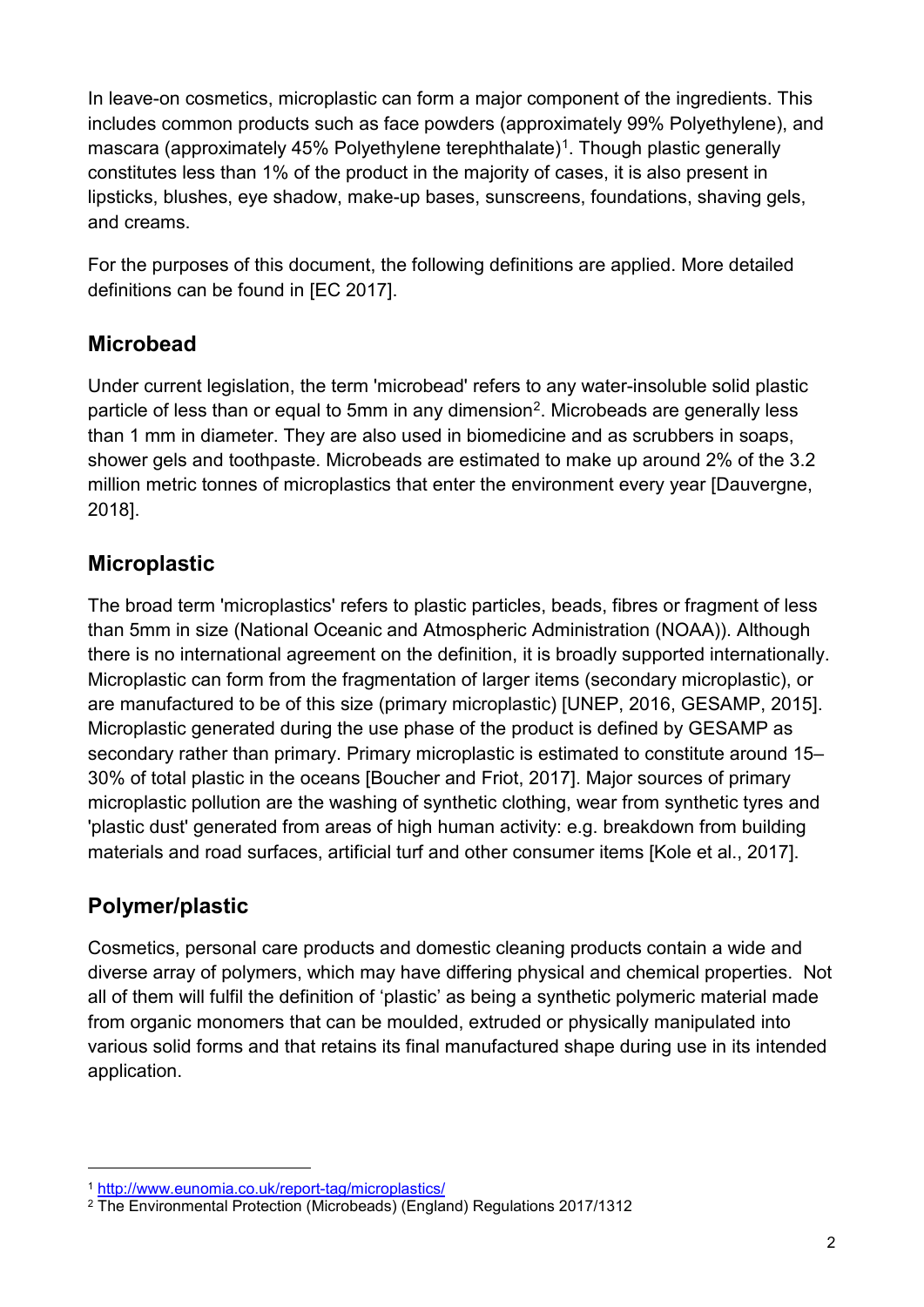In leave-on cosmetics, microplastic can form a major component of the ingredients. This includes common products such as face powders (approximately 99% Polyethylene), and mascara (approximately 45% Polyethylene terephthalate)[1]. Though plastic generally constitutes less than 1% of the product in the majority of cases, it is also present in lipsticks, blushes, eye shadow, make-up bases, sunscreens, foundations, shaving gels, and creams.

For the purposes of this document, the following definitions are applied. More detailed definitions can be found in [EC 2017].

## Microbead

Under current legislation, the term 'microbead' refers to any water-insoluble solid plastic particle of less than or equal to 5mm in any dimension[2]. Microbeads are generally less than 1 mm in diameter. They are also used in biomedicine and as scrubbers in soaps, shower gels and toothpaste. Microbeads are estimated to make up around 2% of the 3.2 million metric tonnes of microplastics that enter the environment every year [Dauvergne, 2018].

## Microplastic

The broad term 'microplastics' refers to plastic particles, beads, fibres or fragment of less than 5mm in size (National Oceanic and Atmospheric Administration (NOAA)). Although there is no international agreement on the definition, it is broadly supported internationally. Microplastic can form from the fragmentation of larger items (secondary microplastic), or are manufactured to be of this size (primary microplastic) [UNEP, 2016, GESAMP, 2015]. Microplastic generated during the use phase of the product is defined by GESAMP as secondary rather than primary. Primary microplastic is estimated to constitute around 15–30% of total plastic in the oceans [Boucher and Friot, 2017]. Major sources of primary microplastic pollution are the washing of synthetic clothing, wear from synthetic tyres and 'plastic dust' generated from areas of high human activity: e.g. breakdown from building materials and road surfaces, artificial turf and other consumer items [Kole et al., 2017].

## Polymer/plastic

Cosmetics, personal care products and domestic cleaning products contain a wide and diverse array of polymers, which may have differing physical and chemical properties. Not all of them will fulfil the definition of 'plastic' as being a synthetic polymeric material made from organic monomers that can be moulded, extruded or physically manipulated into various solid forms and that retains its final manufactured shape during use in its intended application.

---

[1] http://www.eunomia.co.uk/report-tag/microplastics/

[2] The Environmental Protection (Microbeads) (England) Regulations 2017/1312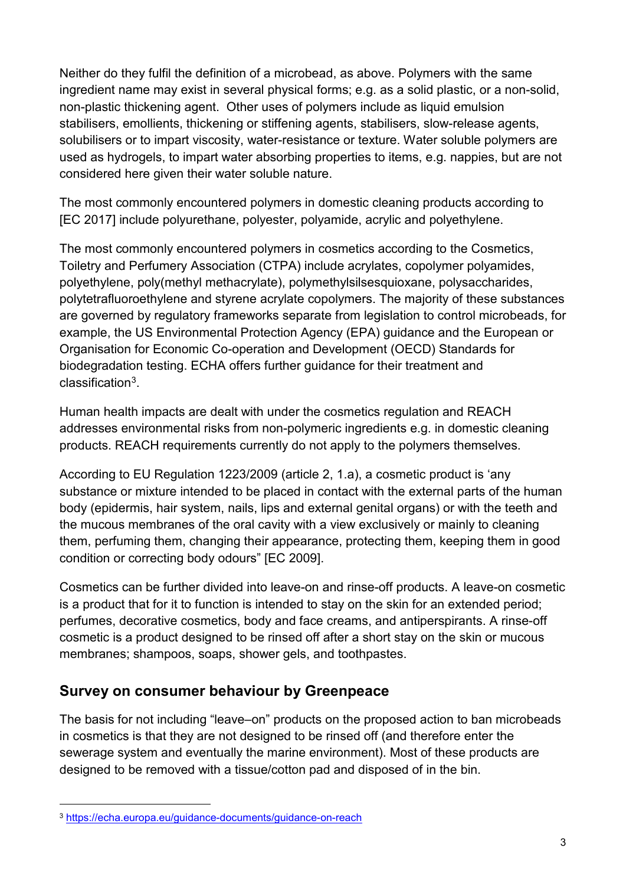Neither do they fulfil the definition of a microbead, as above. Polymers with the same ingredient name may exist in several physical forms; e.g. as a solid plastic, or a non-solid, non-plastic thickening agent. Other uses of polymers include as liquid emulsion stabilisers, emollients, thickening or stiffening agents, stabilisers, slow-release agents, solubilisers or to impart viscosity, water-resistance or texture. Water soluble polymers are used as hydrogels, to impart water absorbing properties to items, e.g. nappies, but are not considered here given their water soluble nature.

The most commonly encountered polymers in domestic cleaning products according to [EC 2017] include polyurethane, polyester, polyamide, acrylic and polyethylene.

The most commonly encountered polymers in cosmetics according to the Cosmetics, Toiletry and Perfumery Association (CTPA) include acrylates, copolymer polyamides, polyethylene, poly(methyl methacrylate), polymethylsilsesquioxane, polysaccharides, polytetrafluoroethylene and styrene acrylate copolymers. The majority of these substances are governed by regulatory frameworks separate from legislation to control microbeads, for example, the US Environmental Protection Agency (EPA) guidance and the European or Organisation for Economic Co-operation and Development (OECD) Standards for biodegradation testing. ECHA offers further guidance for their treatment and classification[3].

Human health impacts are dealt with under the cosmetics regulation and REACH addresses environmental risks from non-polymeric ingredients e.g. in domestic cleaning products. REACH requirements currently do not apply to the polymers themselves.

According to EU Regulation 1223/2009 (article 2, 1.a), a cosmetic product is 'any substance or mixture intended to be placed in contact with the external parts of the human body (epidermis, hair system, nails, lips and external genital organs) or with the teeth and the mucous membranes of the oral cavity with a view exclusively or mainly to cleaning them, perfuming them, changing their appearance, protecting them, keeping them in good condition or correcting body odours" [EC 2009].

Cosmetics can be further divided into leave-on and rinse-off products. A leave-on cosmetic is a product that for it to function is intended to stay on the skin for an extended period; perfumes, decorative cosmetics, body and face creams, and antiperspirants. A rinse-off cosmetic is a product designed to be rinsed off after a short stay on the skin or mucous membranes; shampoos, soaps, shower gels, and toothpastes.

## Survey on consumer behaviour by Greenpeace

The basis for not including "leave–on" products on the proposed action to ban microbeads in cosmetics is that they are not designed to be rinsed off (and therefore enter the sewerage system and eventually the marine environment). Most of these products are designed to be removed with a tissue/cotton pad and disposed of in the bin.

[3] https://echa.europa.eu/guidance-documents/guidance-on-reach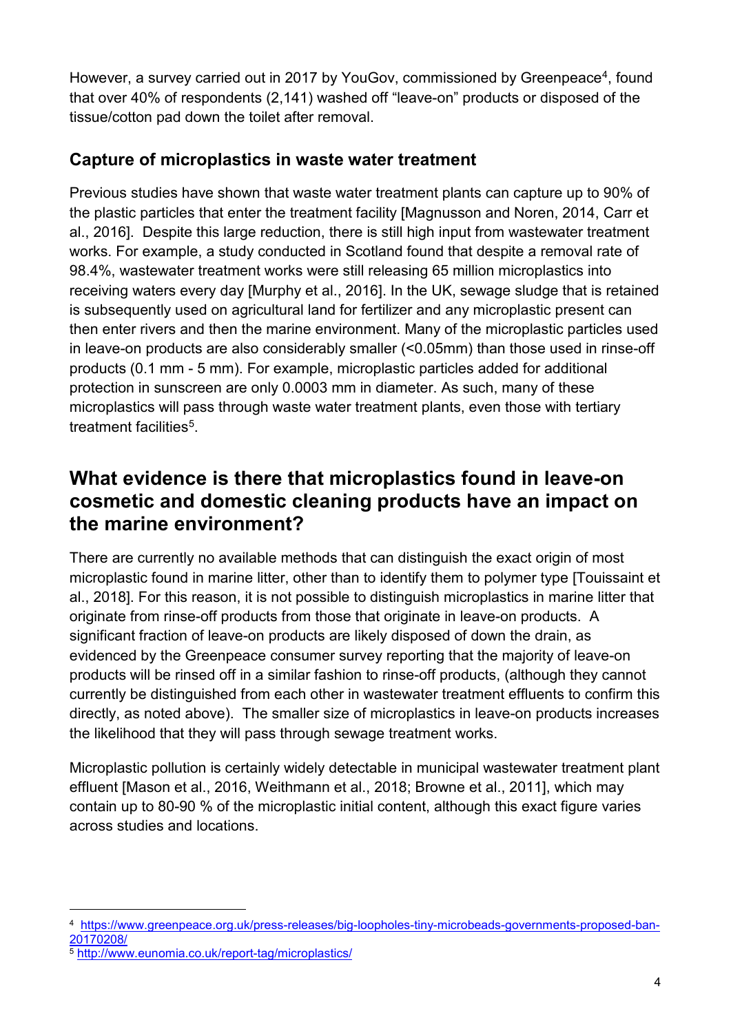However, a survey carried out in 2017 by YouGov, commissioned by Greenpeace[4], found that over 40% of respondents (2,141) washed off "leave-on" products or disposed of the tissue/cotton pad down the toilet after removal.

### Capture of microplastics in waste water treatment

Previous studies have shown that waste water treatment plants can capture up to 90% of the plastic particles that enter the treatment facility [Magnusson and Noren, 2014, Carr et al., 2016]. Despite this large reduction, there is still high input from wastewater treatment works. For example, a study conducted in Scotland found that despite a removal rate of 98.4%, wastewater treatment works were still releasing 65 million microplastics into receiving waters every day [Murphy et al., 2016]. In the UK, sewage sludge that is retained is subsequently used on agricultural land for fertilizer and any microplastic present can then enter rivers and then the marine environment. Many of the microplastic particles used in leave-on products are also considerably smaller (<0.05mm) than those used in rinse-off products (0.1 mm - 5 mm). For example, microplastic particles added for additional protection in sunscreen are only 0.0003 mm in diameter. As such, many of these microplastics will pass through waste water treatment plants, even those with tertiary treatment facilities[5].

## What evidence is there that microplastics found in leave-on cosmetic and domestic cleaning products have an impact on the marine environment?

There are currently no available methods that can distinguish the exact origin of most microplastic found in marine litter, other than to identify them to polymer type [Touissaint et al., 2018]. For this reason, it is not possible to distinguish microplastics in marine litter that originate from rinse-off products from those that originate in leave-on products. A significant fraction of leave-on products are likely disposed of down the drain, as evidenced by the Greenpeace consumer survey reporting that the majority of leave-on products will be rinsed off in a similar fashion to rinse-off products, (although they cannot currently be distinguished from each other in wastewater treatment effluents to confirm this directly, as noted above). The smaller size of microplastics in leave-on products increases the likelihood that they will pass through sewage treatment works.

Microplastic pollution is certainly widely detectable in municipal wastewater treatment plant effluent [Mason et al., 2016, Weithmann et al., 2018; Browne et al., 2011], which may contain up to 80-90 % of the microplastic initial content, although this exact figure varies across studies and locations.

---

[4] https://www.greenpeace.org.uk/press-releases/big-loopholes-tiny-microbeads-governments-proposed-ban-20170208/

[5] http://www.eunomia.co.uk/report-tag/microplastics/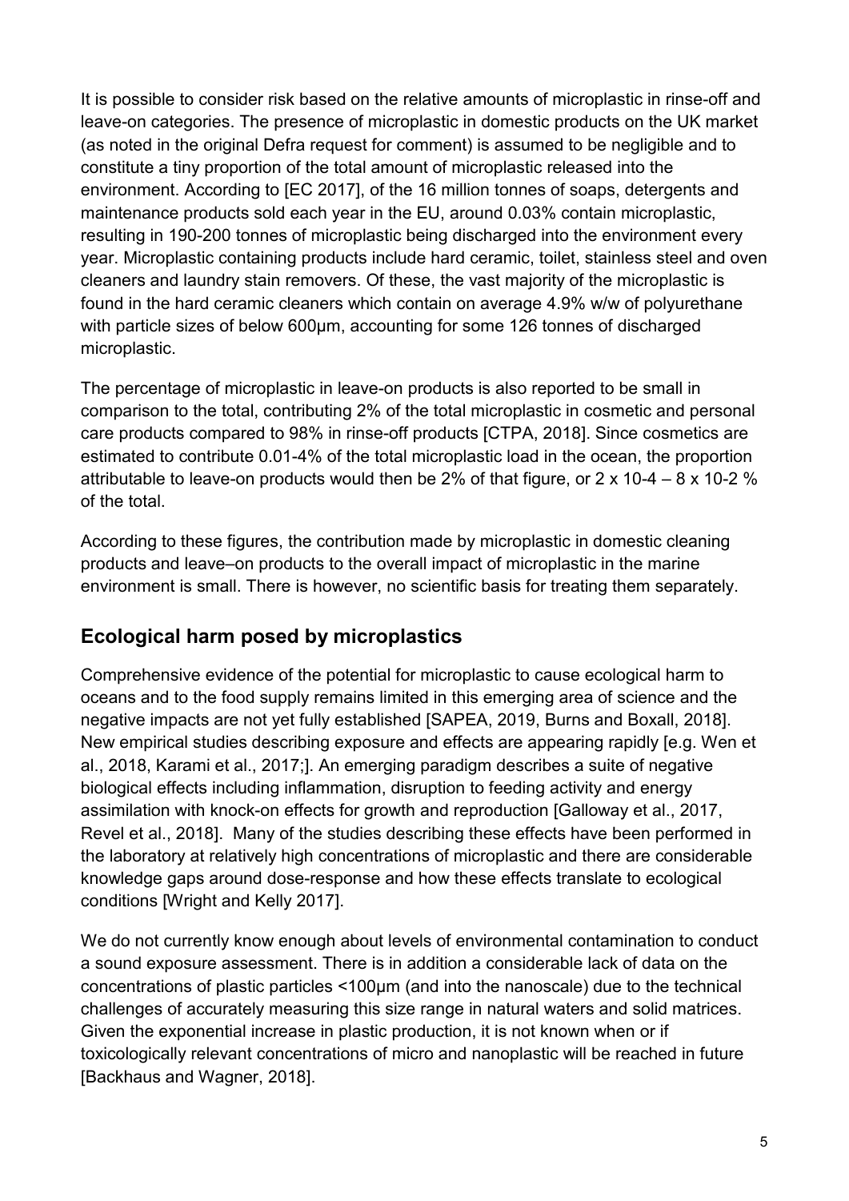It is possible to consider risk based on the relative amounts of microplastic in rinse-off and leave-on categories. The presence of microplastic in domestic products on the UK market (as noted in the original Defra request for comment) is assumed to be negligible and to constitute a tiny proportion of the total amount of microplastic released into the environment. According to [EC 2017], of the 16 million tonnes of soaps, detergents and maintenance products sold each year in the EU, around 0.03% contain microplastic, resulting in 190-200 tonnes of microplastic being discharged into the environment every year. Microplastic containing products include hard ceramic, toilet, stainless steel and oven cleaners and laundry stain removers. Of these, the vast majority of the microplastic is found in the hard ceramic cleaners which contain on average 4.9% w/w of polyurethane with particle sizes of below 600µm, accounting for some 126 tonnes of discharged microplastic.

The percentage of microplastic in leave-on products is also reported to be small in comparison to the total, contributing 2% of the total microplastic in cosmetic and personal care products compared to 98% in rinse-off products [CTPA, 2018]. Since cosmetics are estimated to contribute 0.01-4% of the total microplastic load in the ocean, the proportion attributable to leave-on products would then be 2% of that figure, or 2 x 10-4 – 8 x 10-2 % of the total.

According to these figures, the contribution made by microplastic in domestic cleaning products and leave–on products to the overall impact of microplastic in the marine environment is small. There is however, no scientific basis for treating them separately.

## Ecological harm posed by microplastics

Comprehensive evidence of the potential for microplastic to cause ecological harm to oceans and to the food supply remains limited in this emerging area of science and the negative impacts are not yet fully established [SAPEA, 2019, Burns and Boxall, 2018]. New empirical studies describing exposure and effects are appearing rapidly [e.g. Wen et al., 2018, Karami et al., 2017;]. An emerging paradigm describes a suite of negative biological effects including inflammation, disruption to feeding activity and energy assimilation with knock-on effects for growth and reproduction [Galloway et al., 2017, Revel et al., 2018]. Many of the studies describing these effects have been performed in the laboratory at relatively high concentrations of microplastic and there are considerable knowledge gaps around dose-response and how these effects translate to ecological conditions [Wright and Kelly 2017].

We do not currently know enough about levels of environmental contamination to conduct a sound exposure assessment. There is in addition a considerable lack of data on the concentrations of plastic particles <100µm (and into the nanoscale) due to the technical challenges of accurately measuring this size range in natural waters and solid matrices. Given the exponential increase in plastic production, it is not known when or if toxicologically relevant concentrations of micro and nanoplastic will be reached in future [Backhaus and Wagner, 2018].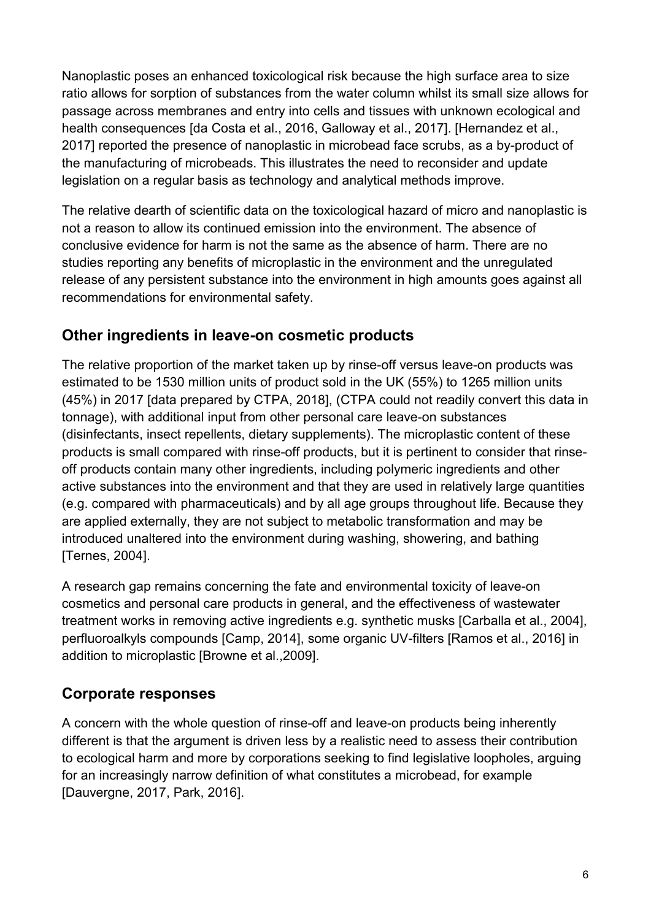Nanoplastic poses an enhanced toxicological risk because the high surface area to size ratio allows for sorption of substances from the water column whilst its small size allows for passage across membranes and entry into cells and tissues with unknown ecological and health consequences [da Costa et al., 2016, Galloway et al., 2017]. [Hernandez et al., 2017] reported the presence of nanoplastic in microbead face scrubs, as a by-product of the manufacturing of microbeads. This illustrates the need to reconsider and update legislation on a regular basis as technology and analytical methods improve.

The relative dearth of scientific data on the toxicological hazard of micro and nanoplastic is not a reason to allow its continued emission into the environment. The absence of conclusive evidence for harm is not the same as the absence of harm. There are no studies reporting any benefits of microplastic in the environment and the unregulated release of any persistent substance into the environment in high amounts goes against all recommendations for environmental safety.

## Other ingredients in leave-on cosmetic products

The relative proportion of the market taken up by rinse-off versus leave-on products was estimated to be 1530 million units of product sold in the UK (55%) to 1265 million units (45%) in 2017 [data prepared by CTPA, 2018], (CTPA could not readily convert this data in tonnage), with additional input from other personal care leave-on substances (disinfectants, insect repellents, dietary supplements). The microplastic content of these products is small compared with rinse-off products, but it is pertinent to consider that rinse-off products contain many other ingredients, including polymeric ingredients and other active substances into the environment and that they are used in relatively large quantities (e.g. compared with pharmaceuticals) and by all age groups throughout life. Because they are applied externally, they are not subject to metabolic transformation and may be introduced unaltered into the environment during washing, showering, and bathing [Ternes, 2004].

A research gap remains concerning the fate and environmental toxicity of leave-on cosmetics and personal care products in general, and the effectiveness of wastewater treatment works in removing active ingredients e.g. synthetic musks [Carballa et al., 2004], perfluoroalkyls compounds [Camp, 2014], some organic UV-filters [Ramos et al., 2016] in addition to microplastic [Browne et al.,2009].

## Corporate responses

A concern with the whole question of rinse-off and leave-on products being inherently different is that the argument is driven less by a realistic need to assess their contribution to ecological harm and more by corporations seeking to find legislative loopholes, arguing for an increasingly narrow definition of what constitutes a microbead, for example [Dauvergne, 2017, Park, 2016].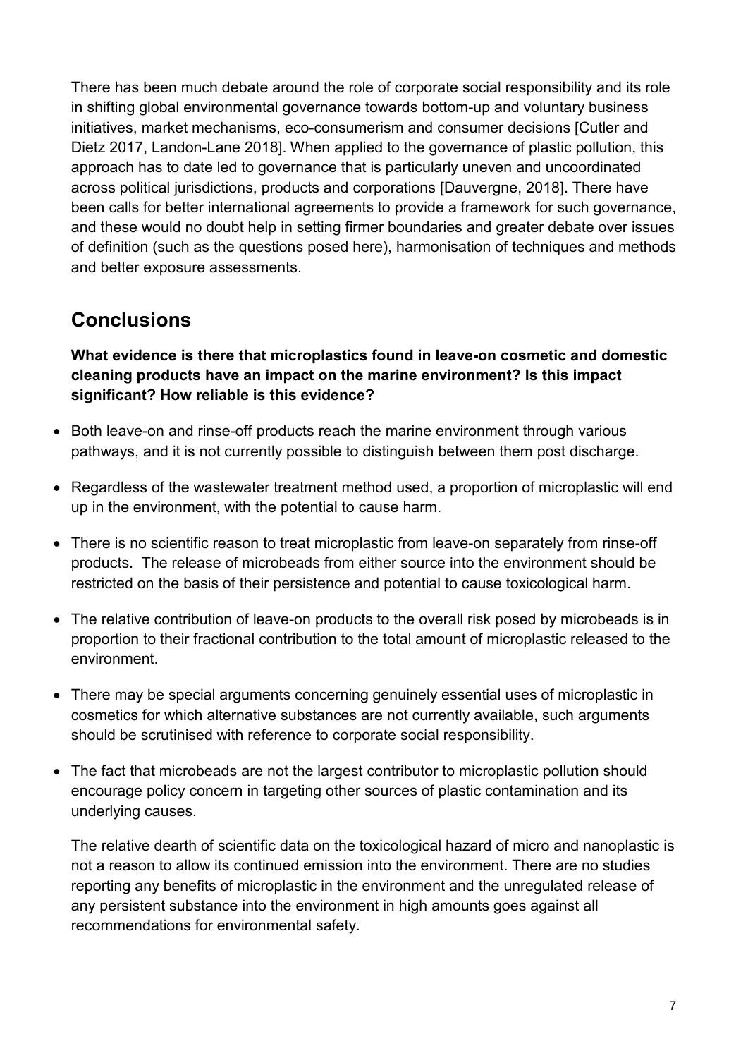There has been much debate around the role of corporate social responsibility and its role in shifting global environmental governance towards bottom-up and voluntary business initiatives, market mechanisms, eco-consumerism and consumer decisions [Cutler and Dietz 2017, Landon-Lane 2018]. When applied to the governance of plastic pollution, this approach has to date led to governance that is particularly uneven and uncoordinated across political jurisdictions, products and corporations [Dauvergne, 2018]. There have been calls for better international agreements to provide a framework for such governance, and these would no doubt help in setting firmer boundaries and greater debate over issues of definition (such as the questions posed here), harmonisation of techniques and methods and better exposure assessments.

## Conclusions

**What evidence is there that microplastics found in leave-on cosmetic and domestic cleaning products have an impact on the marine environment? Is this impact significant? How reliable is this evidence?**

- Both leave-on and rinse-off products reach the marine environment through various pathways, and it is not currently possible to distinguish between them post discharge.
- Regardless of the wastewater treatment method used, a proportion of microplastic will end up in the environment, with the potential to cause harm.
- There is no scientific reason to treat microplastic from leave-on separately from rinse-off products. The release of microbeads from either source into the environment should be restricted on the basis of their persistence and potential to cause toxicological harm.
- The relative contribution of leave-on products to the overall risk posed by microbeads is in proportion to their fractional contribution to the total amount of microplastic released to the environment.
- There may be special arguments concerning genuinely essential uses of microplastic in cosmetics for which alternative substances are not currently available, such arguments should be scrutinised with reference to corporate social responsibility.
- The fact that microbeads are not the largest contributor to microplastic pollution should encourage policy concern in targeting other sources of plastic contamination and its underlying causes.

  The relative dearth of scientific data on the toxicological hazard of micro and nanoplastic is not a reason to allow its continued emission into the environment. There are no studies reporting any benefits of microplastic in the environment and the unregulated release of any persistent substance into the environment in high amounts goes against all recommendations for environmental safety.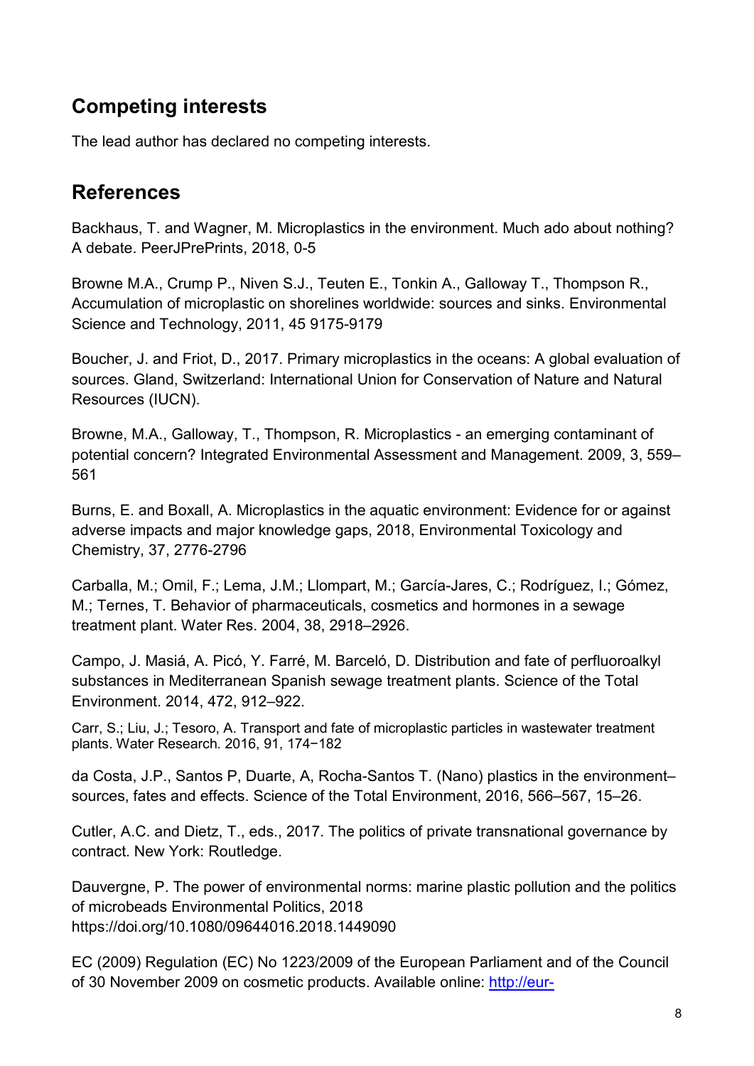## Competing interests

The lead author has declared no competing interests.

## References

Backhaus, T. and Wagner, M. Microplastics in the environment. Much ado about nothing? A debate. PeerJPrePrints, 2018, 0-5

Browne M.A., Crump P., Niven S.J., Teuten E., Tonkin A., Galloway T., Thompson R., Accumulation of microplastic on shorelines worldwide: sources and sinks. Environmental Science and Technology, 2011, 45 9175-9179

Boucher, J. and Friot, D., 2017. Primary microplastics in the oceans: A global evaluation of sources. Gland, Switzerland: International Union for Conservation of Nature and Natural Resources (IUCN).

Browne, M.A., Galloway, T., Thompson, R. Microplastics - an emerging contaminant of potential concern? Integrated Environmental Assessment and Management. 2009, 3, 559–561

Burns, E. and Boxall, A. Microplastics in the aquatic environment: Evidence for or against adverse impacts and major knowledge gaps, 2018, Environmental Toxicology and Chemistry, 37, 2776-2796

Carballa, M.; Omil, F.; Lema, J.M.; Llompart, M.; García-Jares, C.; Rodríguez, I.; Gómez, M.; Ternes, T. Behavior of pharmaceuticals, cosmetics and hormones in a sewage treatment plant. Water Res. 2004, 38, 2918–2926.

Campo, J. Masiá, A. Picó, Y. Farré, M. Barceló, D. Distribution and fate of perfluoroalkyl substances in Mediterranean Spanish sewage treatment plants. Science of the Total Environment. 2014, 472, 912–922.

Carr, S.; Liu, J.; Tesoro, A. Transport and fate of microplastic particles in wastewater treatment plants. Water Research. 2016, 91, 174−182

da Costa, J.P., Santos P, Duarte, A, Rocha-Santos T. (Nano) plastics in the environment–sources, fates and effects. Science of the Total Environment, 2016, 566–567, 15–26.

Cutler, A.C. and Dietz, T., eds., 2017. The politics of private transnational governance by contract. New York: Routledge.

Dauvergne, P. The power of environmental norms: marine plastic pollution and the politics of microbeads Environmental Politics, 2018 https://doi.org/10.1080/09644016.2018.1449090

EC (2009) Regulation (EC) No 1223/2009 of the European Parliament and of the Council of 30 November 2009 on cosmetic products. Available online: http://eur-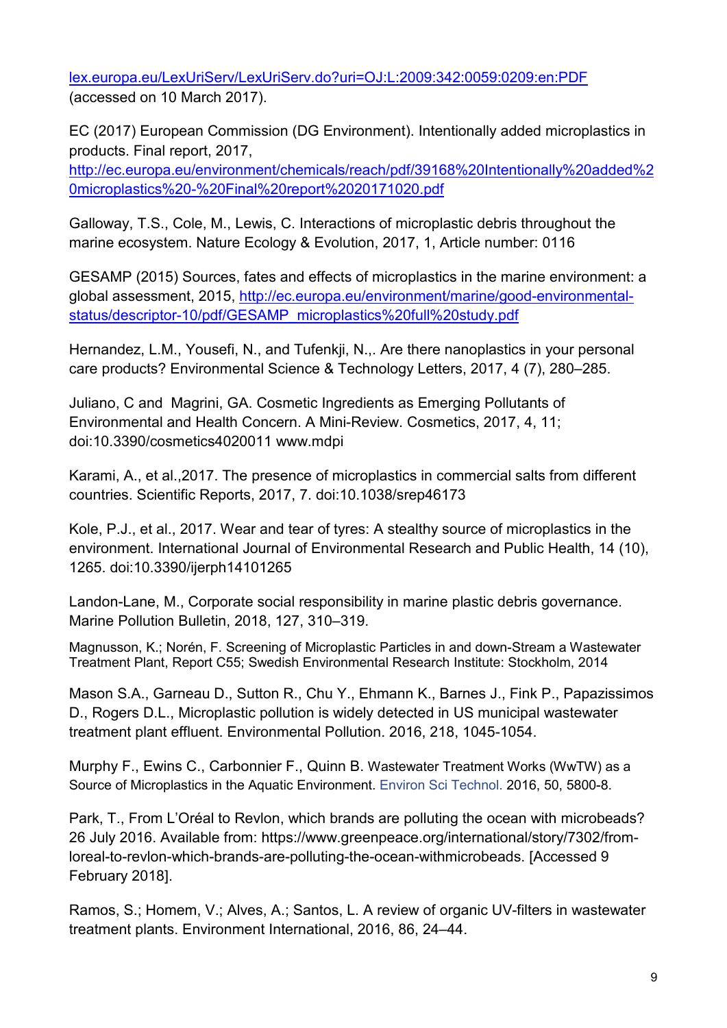lex.europa.eu/LexUriServ/LexUriServ.do?uri=OJ:L:2009:342:0059:0209:en:PDF (accessed on 10 March 2017).

EC (2017) European Commission (DG Environment). Intentionally added microplastics in products. Final report, 2017, http://ec.europa.eu/environment/chemicals/reach/pdf/39168%20Intentionally%20added%20microplastics%20-%20Final%20report%2020171020.pdf

Galloway, T.S., Cole, M., Lewis, C. Interactions of microplastic debris throughout the marine ecosystem. Nature Ecology & Evolution, 2017, 1, Article number: 0116

GESAMP (2015) Sources, fates and effects of microplastics in the marine environment: a global assessment, 2015, http://ec.europa.eu/environment/marine/good-environmental-status/descriptor-10/pdf/GESAMP_microplastics%20full%20study.pdf

Hernandez, L.M., Yousefi, N., and Tufenkji, N.,. Are there nanoplastics in your personal care products? Environmental Science & Technology Letters, 2017, 4 (7), 280–285.

Juliano, C and Magrini, GA. Cosmetic Ingredients as Emerging Pollutants of Environmental and Health Concern. A Mini-Review. Cosmetics, 2017, 4, 11; doi:10.3390/cosmetics4020011 www.mdpi

Karami, A., et al.,2017. The presence of microplastics in commercial salts from different countries. Scientific Reports, 2017, 7. doi:10.1038/srep46173

Kole, P.J., et al., 2017. Wear and tear of tyres: A stealthy source of microplastics in the environment. International Journal of Environmental Research and Public Health, 14 (10), 1265. doi:10.3390/ijerph14101265

Landon-Lane, M., Corporate social responsibility in marine plastic debris governance. Marine Pollution Bulletin, 2018, 127, 310–319.

Magnusson, K.; Norén, F. Screening of Microplastic Particles in and down-Stream a Wastewater Treatment Plant, Report C55; Swedish Environmental Research Institute: Stockholm, 2014

Mason S.A., Garneau D., Sutton R., Chu Y., Ehmann K., Barnes J., Fink P., Papazissimos D., Rogers D.L., Microplastic pollution is widely detected in US municipal wastewater treatment plant effluent. Environmental Pollution. 2016, 218, 1045-1054.

Murphy F., Ewins C., Carbonnier F., Quinn B. Wastewater Treatment Works (WwTW) as a Source of Microplastics in the Aquatic Environment. Environ Sci Technol. 2016, 50, 5800-8.

Park, T., From L'Oréal to Revlon, which brands are polluting the ocean with microbeads? 26 July 2016. Available from: https://www.greenpeace.org/international/story/7302/from-loreal-to-revlon-which-brands-are-polluting-the-ocean-withmicrobeads. [Accessed 9 February 2018].

Ramos, S.; Homem, V.; Alves, A.; Santos, L. A review of organic UV-filters in wastewater treatment plants. Environment International, 2016, 86, 24–44.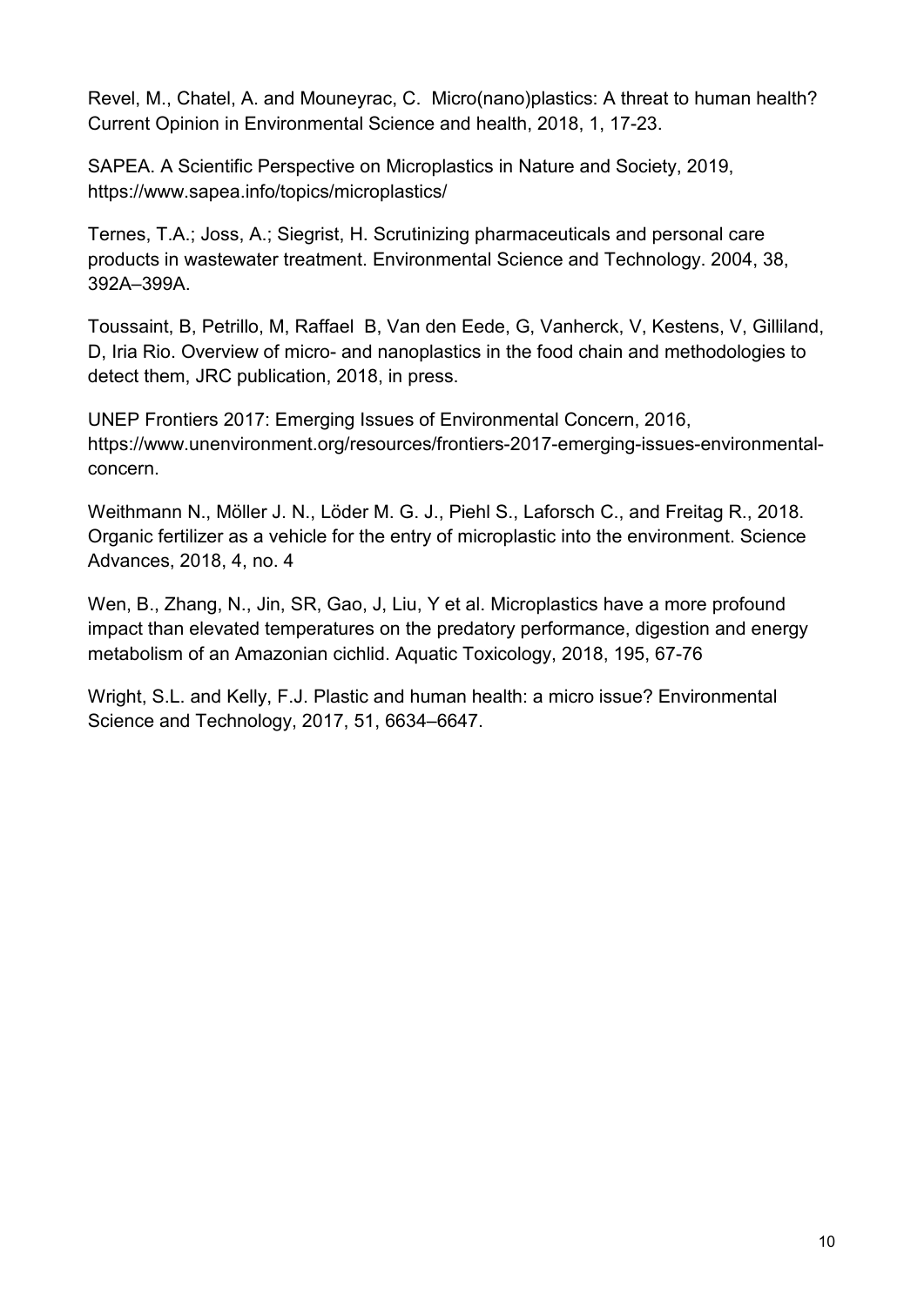Revel, M., Chatel, A. and Mouneyrac, C. Micro(nano)plastics: A threat to human health? Current Opinion in Environmental Science and health, 2018, 1, 17-23.

SAPEA. A Scientific Perspective on Microplastics in Nature and Society, 2019, https://www.sapea.info/topics/microplastics/

Ternes, T.A.; Joss, A.; Siegrist, H. Scrutinizing pharmaceuticals and personal care products in wastewater treatment. Environmental Science and Technology. 2004, 38, 392A–399A.

Toussaint, B, Petrillo, M, Raffael B, Van den Eede, G, Vanherck, V, Kestens, V, Gilliland, D, Iria Rio. Overview of micro- and nanoplastics in the food chain and methodologies to detect them, JRC publication, 2018, in press.

UNEP Frontiers 2017: Emerging Issues of Environmental Concern, 2016, https://www.unenvironment.org/resources/frontiers-2017-emerging-issues-environmental-concern.

Weithmann N., Möller J. N., Löder M. G. J., Piehl S., Laforsch C., and Freitag R., 2018. Organic fertilizer as a vehicle for the entry of microplastic into the environment. Science Advances, 2018, 4, no. 4

Wen, B., Zhang, N., Jin, SR, Gao, J, Liu, Y et al. Microplastics have a more profound impact than elevated temperatures on the predatory performance, digestion and energy metabolism of an Amazonian cichlid. Aquatic Toxicology, 2018, 195, 67-76

Wright, S.L. and Kelly, F.J. Plastic and human health: a micro issue? Environmental Science and Technology, 2017, 51, 6634–6647.